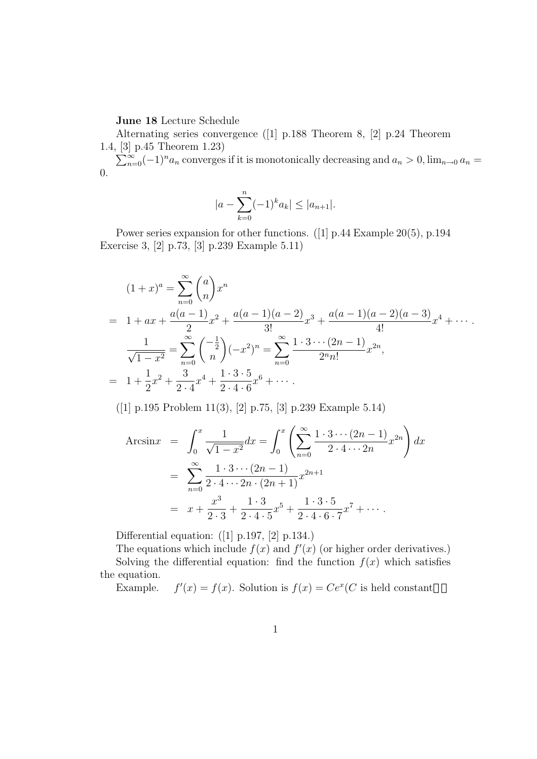**June 18** Lecture Schedule

Alternating series convergence ([1] p.188 Theorem 8, [2] p.24 Theorem 1.4, [3] p.45 Theorem 1.23)

$\sum_{n=0}^{\infty}(-1)^n a_n$ converges if it is monotonically decreasing and $a_n > 0, \lim_{n\to 0} a_n = 0$.

$$|a - \sum_{k=0}^{n}(-1)^k a_k| \leq |a_{n+1}|.$$

Power series expansion for other functions. ([1] p.44 Example 20(5), p.194 Exercise 3, [2] p.73, [3] p.239 Example 5.11)

$$\begin{aligned}
&(1+x)^a = \sum_{n=0}^{\infty}\binom{a}{n}x^n \\
= \; & 1 + ax + \frac{a(a-1)}{2}x^2 + \frac{a(a-1)(a-2)}{3!}x^3 + \frac{a(a-1)(a-2)(a-3)}{4!}x^4 + \cdots . \\
&\frac{1}{\sqrt{1-x^2}} = \sum_{n=0}^{\infty}\binom{-\frac{1}{2}}{n}(-x^2)^n = \sum_{n=0}^{\infty}\frac{1\cdot 3\cdots(2n-1)}{2^n n!}x^{2n}, \\
= \; & 1 + \frac{1}{2}x^2 + \frac{3}{2\cdot 4}x^4 + \frac{1\cdot 3\cdot 5}{2\cdot 4\cdot 6}x^6 + \cdots .
\end{aligned}$$

([1] p.195 Problem 11(3), [2] p.75, [3] p.239 Example 5.14)

$$\begin{aligned}
\text{Arcsin}x &= \int_0^x \frac{1}{\sqrt{1-x^2}}dx = \int_0^x \left(\sum_{n=0}^{\infty}\frac{1\cdot 3\cdots(2n-1)}{2\cdot 4\cdots 2n}x^{2n}\right)dx \\
&= \sum_{n=0}^{\infty}\frac{1\cdot 3\cdots(2n-1)}{2\cdot 4\cdots 2n\cdot(2n+1)}x^{2n+1} \\
&= x + \frac{x^3}{2\cdot 3} + \frac{1\cdot 3}{2\cdot 4\cdot 5}x^5 + \frac{1\cdot 3\cdot 5}{2\cdot 4\cdot 6\cdot 7}x^7 + \cdots .
\end{aligned}$$

Differential equation: ([1] p.197, [2] p.134.)

The equations which include $f(x)$ and $f'(x)$ (or higher order derivatives.)

Solving the differential equation: find the function $f(x)$ which satisfies the equation.

Example. $f'(x) = f(x)$. Solution is $f(x) = Ce^x$($C$ is held constant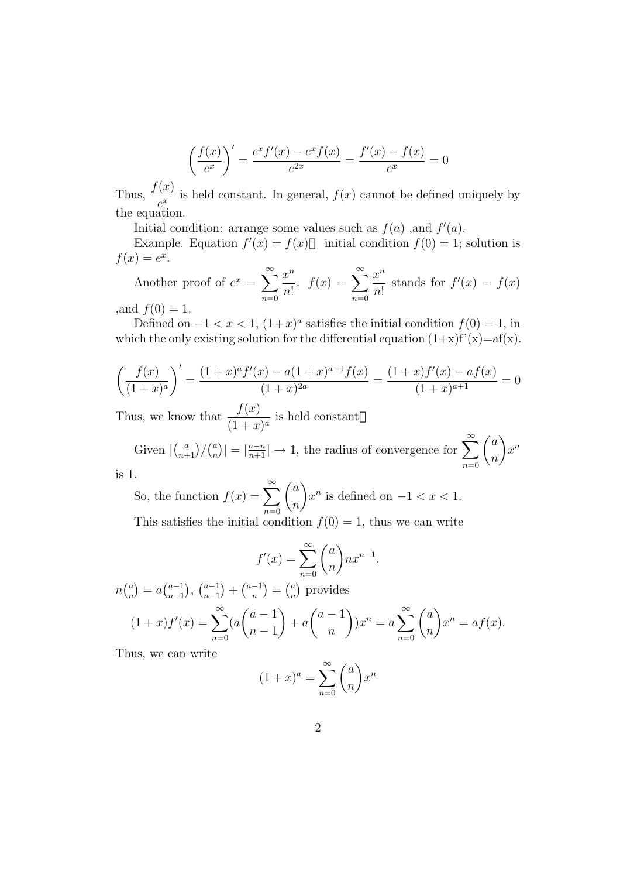$$\left(\frac{f(x)}{e^x}\right)' = \frac{e^x f'(x) - e^x f(x)}{e^{2x}} = \frac{f'(x) - f(x)}{e^x} = 0$$

Thus, $\dfrac{f(x)}{e^x}$ is held constant. In general, $f(x)$ cannot be defined uniquely by the equation.

Initial condition: arrange some values such as $f(a)$ ,and $f'(a)$.

Example. Equation $f'(x) = f(x)$ initial condition $f(0) = 1$; solution is $f(x) = e^x$.

Another proof of $e^x = \sum_{n=0}^{\infty} \frac{x^n}{n!}$. $f(x) = \sum_{n=0}^{\infty} \frac{x^n}{n!}$ stands for $f'(x) = f(x)$ ,and $f(0) = 1$.

Defined on $-1 < x < 1$, $(1+x)^a$ satisfies the initial condition $f(0) = 1$, in which the only existing solution for the differential equation (1+x)f'(x)=af(x).

$$\left(\frac{f(x)}{(1+x)^a}\right)' = \frac{(1+x)^a f'(x) - a(1+x)^{a-1} f(x)}{(1+x)^{2a}} = \frac{(1+x)f'(x) - af(x)}{(1+x)^{a+1}} = 0$$

Thus, we know that $\dfrac{f(x)}{(1+x)^a}$ is held constant

Given $|\binom{a}{n+1}/\binom{a}{n}| = |\frac{a-n}{n+1}| \to 1$, the radius of convergence for $\sum_{n=0}^{\infty} \binom{a}{n} x^n$ is 1.

So, the function $f(x) = \sum_{n=0}^{\infty} \binom{a}{n} x^n$ is defined on $-1 < x < 1$.

This satisfies the initial condition $f(0) = 1$, thus we can write

$$f'(x) = \sum_{n=0}^{\infty} \binom{a}{n} n x^{n-1}.$$

$n\binom{a}{n} = a\binom{a-1}{n-1}$, $\binom{a-1}{n-1} + \binom{a-1}{n} = \binom{a}{n}$ provides

$$(1+x)f'(x) = \sum_{n=0}^{\infty} (a\binom{a-1}{n-1} + a\binom{a-1}{n})x^n = a\sum_{n=0}^{\infty} \binom{a}{n} x^n = af(x).$$

Thus, we can write

$$(1+x)^a = \sum_{n=0}^{\infty} \binom{a}{n} x^n$$